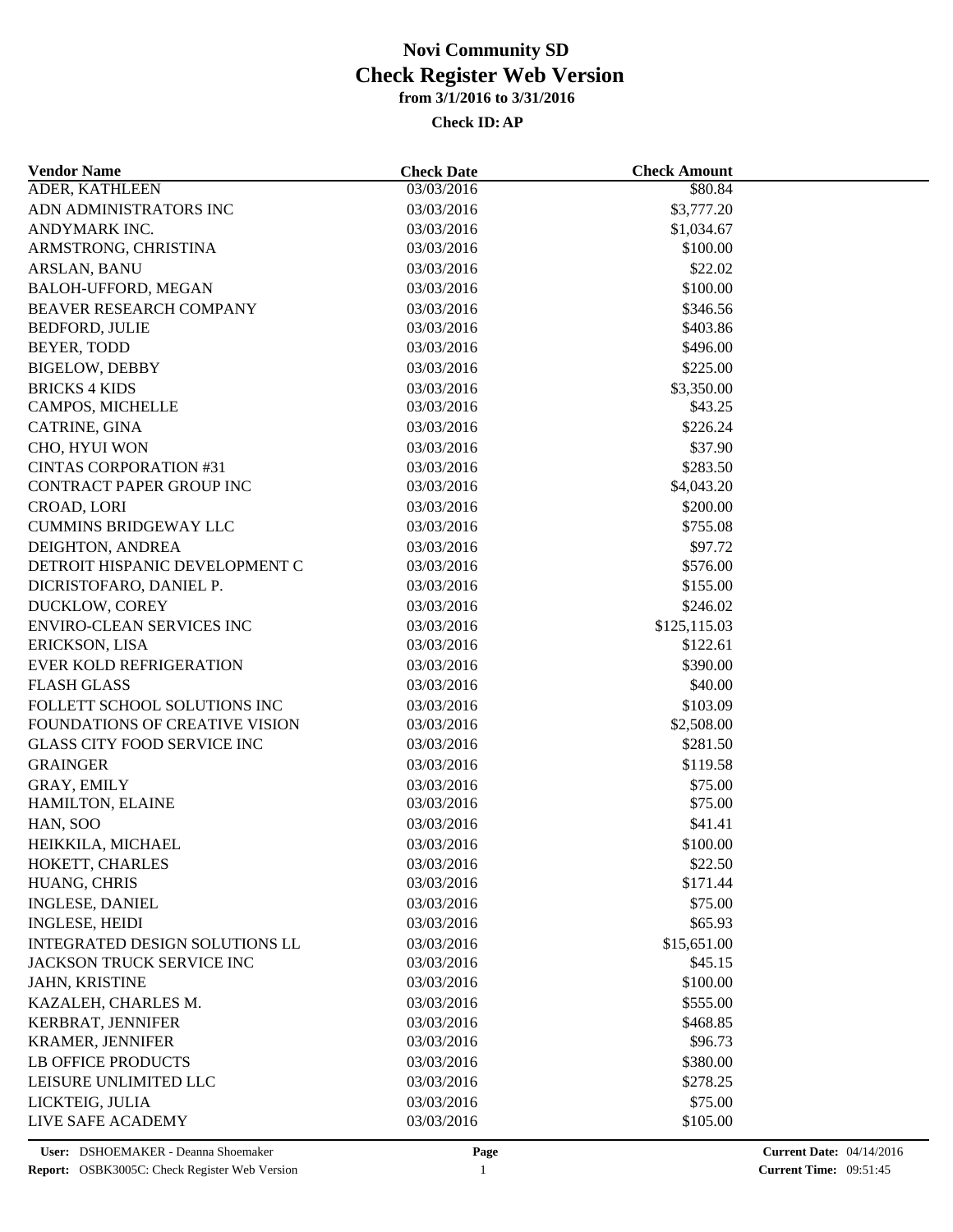# Novi Community SD

# Check Register Web Version

**from 3/1/2016 to 3/31/2016**

**Check ID: AP**

| Vendor Name | Check Date | Check Amount |
|---|---|---|
| ADER, KATHLEEN | 03/03/2016 | $80.84 |
| ADN ADMINISTRATORS INC | 03/03/2016 | $3,777.20 |
| ANDYMARK INC. | 03/03/2016 | $1,034.67 |
| ARMSTRONG, CHRISTINA | 03/03/2016 | $100.00 |
| ARSLAN, BANU | 03/03/2016 | $22.02 |
| BALOH-UFFORD, MEGAN | 03/03/2016 | $100.00 |
| BEAVER RESEARCH COMPANY | 03/03/2016 | $346.56 |
| BEDFORD, JULIE | 03/03/2016 | $403.86 |
| BEYER, TODD | 03/03/2016 | $496.00 |
| BIGELOW, DEBBY | 03/03/2016 | $225.00 |
| BRICKS 4 KIDS | 03/03/2016 | $3,350.00 |
| CAMPOS, MICHELLE | 03/03/2016 | $43.25 |
| CATRINE, GINA | 03/03/2016 | $226.24 |
| CHO, HYUI WON | 03/03/2016 | $37.90 |
| CINTAS CORPORATION #31 | 03/03/2016 | $283.50 |
| CONTRACT PAPER GROUP INC | 03/03/2016 | $4,043.20 |
| CROAD, LORI | 03/03/2016 | $200.00 |
| CUMMINS BRIDGEWAY LLC | 03/03/2016 | $755.08 |
| DEIGHTON, ANDREA | 03/03/2016 | $97.72 |
| DETROIT HISPANIC DEVELOPMENT C | 03/03/2016 | $576.00 |
| DICRISTOFARO, DANIEL P. | 03/03/2016 | $155.00 |
| DUCKLOW, COREY | 03/03/2016 | $246.02 |
| ENVIRO-CLEAN SERVICES INC | 03/03/2016 | $125,115.03 |
| ERICKSON, LISA | 03/03/2016 | $122.61 |
| EVER KOLD REFRIGERATION | 03/03/2016 | $390.00 |
| FLASH GLASS | 03/03/2016 | $40.00 |
| FOLLETT SCHOOL SOLUTIONS INC | 03/03/2016 | $103.09 |
| FOUNDATIONS OF CREATIVE VISION | 03/03/2016 | $2,508.00 |
| GLASS CITY FOOD SERVICE INC | 03/03/2016 | $281.50 |
| GRAINGER | 03/03/2016 | $119.58 |
| GRAY, EMILY | 03/03/2016 | $75.00 |
| HAMILTON, ELAINE | 03/03/2016 | $75.00 |
| HAN, SOO | 03/03/2016 | $41.41 |
| HEIKKILA, MICHAEL | 03/03/2016 | $100.00 |
| HOKETT, CHARLES | 03/03/2016 | $22.50 |
| HUANG, CHRIS | 03/03/2016 | $171.44 |
| INGLESE, DANIEL | 03/03/2016 | $75.00 |
| INGLESE, HEIDI | 03/03/2016 | $65.93 |
| INTEGRATED DESIGN SOLUTIONS LL | 03/03/2016 | $15,651.00 |
| JACKSON TRUCK SERVICE INC | 03/03/2016 | $45.15 |
| JAHN, KRISTINE | 03/03/2016 | $100.00 |
| KAZALEH, CHARLES M. | 03/03/2016 | $555.00 |
| KERBRAT, JENNIFER | 03/03/2016 | $468.85 |
| KRAMER, JENNIFER | 03/03/2016 | $96.73 |
| LB OFFICE PRODUCTS | 03/03/2016 | $380.00 |
| LEISURE UNLIMITED LLC | 03/03/2016 | $278.25 |
| LICKTEIG, JULIA | 03/03/2016 | $75.00 |
| LIVE SAFE ACADEMY | 03/03/2016 | $105.00 |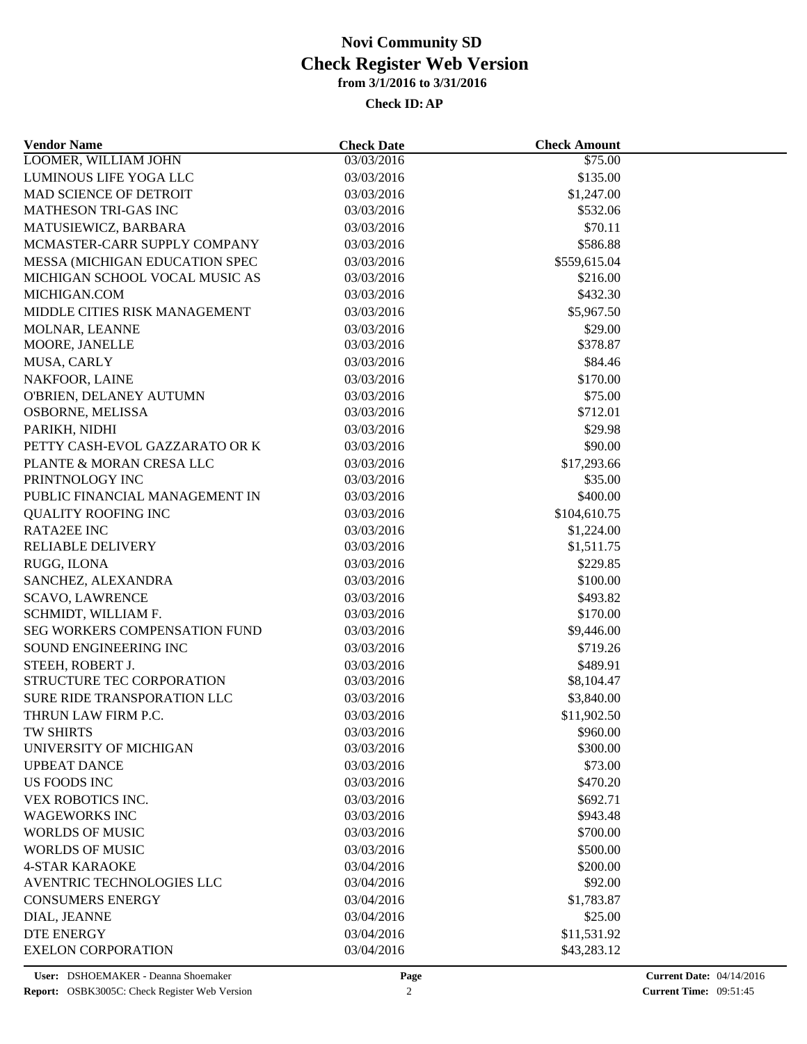# Novi Community SD

## Check Register Web Version

### from 3/1/2016 to 3/31/2016

**Check ID: AP**

| Vendor Name | Check Date | Check Amount |
|---|---|---|
| LOOMER, WILLIAM JOHN | 03/03/2016 | $75.00 |
| LUMINOUS LIFE YOGA LLC | 03/03/2016 | $135.00 |
| MAD SCIENCE OF DETROIT | 03/03/2016 | $1,247.00 |
| MATHESON TRI-GAS INC | 03/03/2016 | $532.06 |
| MATUSIEWICZ, BARBARA | 03/03/2016 | $70.11 |
| MCMASTER-CARR SUPPLY COMPANY | 03/03/2016 | $586.88 |
| MESSA (MICHIGAN EDUCATION SPEC | 03/03/2016 | $559,615.04 |
| MICHIGAN SCHOOL VOCAL MUSIC AS | 03/03/2016 | $216.00 |
| MICHIGAN.COM | 03/03/2016 | $432.30 |
| MIDDLE CITIES RISK MANAGEMENT | 03/03/2016 | $5,967.50 |
| MOLNAR, LEANNE | 03/03/2016 | $29.00 |
| MOORE, JANELLE | 03/03/2016 | $378.87 |
| MUSA, CARLY | 03/03/2016 | $84.46 |
| NAKFOOR, LAINE | 03/03/2016 | $170.00 |
| O'BRIEN, DELANEY AUTUMN | 03/03/2016 | $75.00 |
| OSBORNE, MELISSA | 03/03/2016 | $712.01 |
| PARIKH, NIDHI | 03/03/2016 | $29.98 |
| PETTY CASH-EVOL GAZZARATO OR K | 03/03/2016 | $90.00 |
| PLANTE & MORAN CRESA LLC | 03/03/2016 | $17,293.66 |
| PRINTNOLOGY INC | 03/03/2016 | $35.00 |
| PUBLIC FINANCIAL MANAGEMENT IN | 03/03/2016 | $400.00 |
| QUALITY ROOFING INC | 03/03/2016 | $104,610.75 |
| RATA2EE INC | 03/03/2016 | $1,224.00 |
| RELIABLE DELIVERY | 03/03/2016 | $1,511.75 |
| RUGG, ILONA | 03/03/2016 | $229.85 |
| SANCHEZ, ALEXANDRA | 03/03/2016 | $100.00 |
| SCAVO, LAWRENCE | 03/03/2016 | $493.82 |
| SCHMIDT, WILLIAM F. | 03/03/2016 | $170.00 |
| SEG WORKERS COMPENSATION FUND | 03/03/2016 | $9,446.00 |
| SOUND ENGINEERING INC | 03/03/2016 | $719.26 |
| STEEH, ROBERT J. | 03/03/2016 | $489.91 |
| STRUCTURE TEC CORPORATION | 03/03/2016 | $8,104.47 |
| SURE RIDE TRANSPORATION LLC | 03/03/2016 | $3,840.00 |
| THRUN LAW FIRM P.C. | 03/03/2016 | $11,902.50 |
| TW SHIRTS | 03/03/2016 | $960.00 |
| UNIVERSITY OF MICHIGAN | 03/03/2016 | $300.00 |
| UPBEAT DANCE | 03/03/2016 | $73.00 |
| US FOODS INC | 03/03/2016 | $470.20 |
| VEX ROBOTICS INC. | 03/03/2016 | $692.71 |
| WAGEWORKS INC | 03/03/2016 | $943.48 |
| WORLDS OF MUSIC | 03/03/2016 | $700.00 |
| WORLDS OF MUSIC | 03/03/2016 | $500.00 |
| 4-STAR KARAOKE | 03/04/2016 | $200.00 |
| AVENTRIC TECHNOLOGIES LLC | 03/04/2016 | $92.00 |
| CONSUMERS ENERGY | 03/04/2016 | $1,783.87 |
| DIAL, JEANNE | 03/04/2016 | $25.00 |
| DTE ENERGY | 03/04/2016 | $11,531.92 |
| EXELON CORPORATION | 03/04/2016 | $43,283.12 |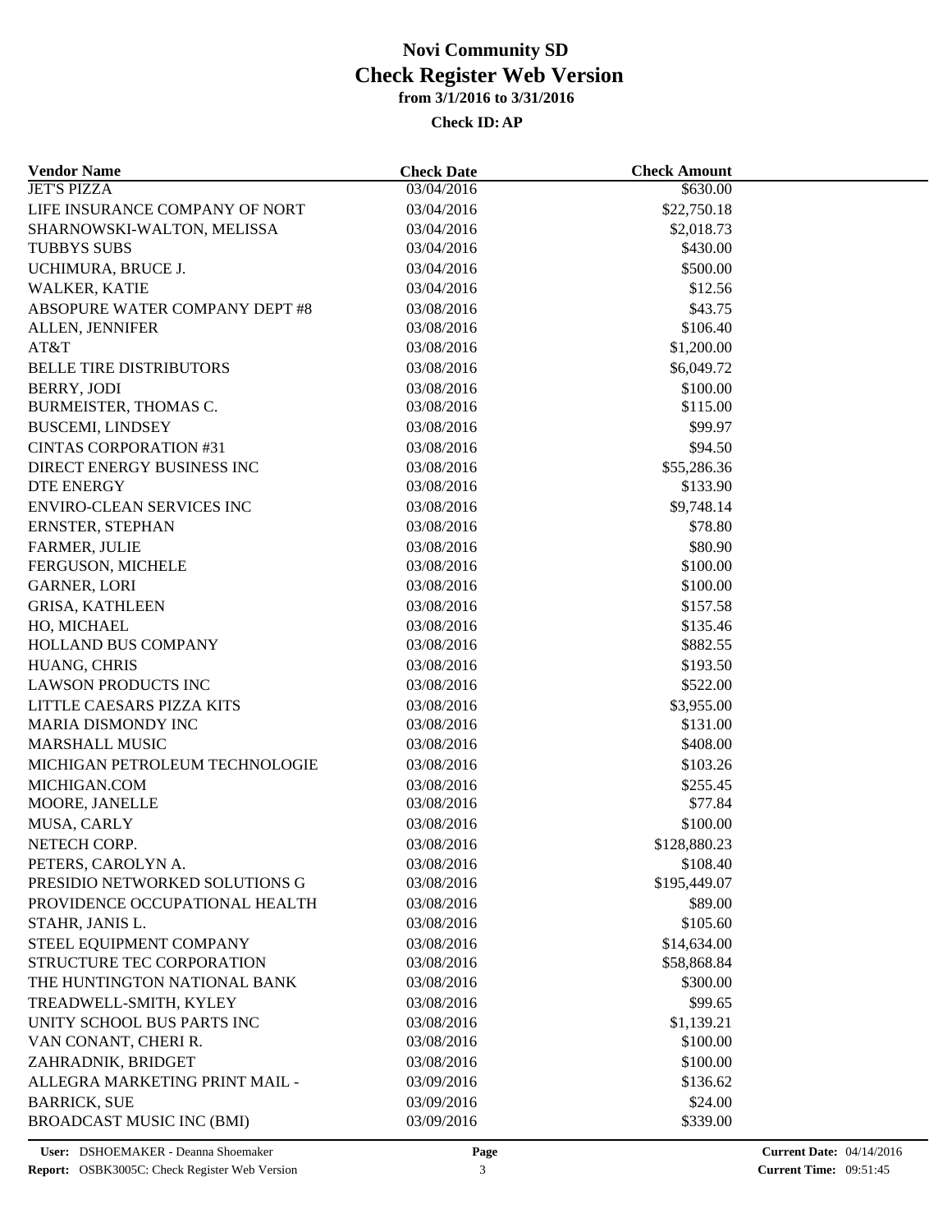# Novi Community SD
## Check Register Web Version
### from 3/1/2016 to 3/31/2016

**Check ID: AP**

| Vendor Name | Check Date | Check Amount |
|---|---|---|
| JET'S PIZZA | 03/04/2016 | $630.00 |
| LIFE INSURANCE COMPANY OF NORT | 03/04/2016 | $22,750.18 |
| SHARNOWSKI-WALTON, MELISSA | 03/04/2016 | $2,018.73 |
| TUBBYS SUBS | 03/04/2016 | $430.00 |
| UCHIMURA, BRUCE J. | 03/04/2016 | $500.00 |
| WALKER, KATIE | 03/04/2016 | $12.56 |
| ABSOPURE WATER COMPANY DEPT #8 | 03/08/2016 | $43.75 |
| ALLEN, JENNIFER | 03/08/2016 | $106.40 |
| AT&T | 03/08/2016 | $1,200.00 |
| BELLE TIRE DISTRIBUTORS | 03/08/2016 | $6,049.72 |
| BERRY, JODI | 03/08/2016 | $100.00 |
| BURMEISTER, THOMAS C. | 03/08/2016 | $115.00 |
| BUSCEMI, LINDSEY | 03/08/2016 | $99.97 |
| CINTAS CORPORATION #31 | 03/08/2016 | $94.50 |
| DIRECT ENERGY BUSINESS INC | 03/08/2016 | $55,286.36 |
| DTE ENERGY | 03/08/2016 | $133.90 |
| ENVIRO-CLEAN SERVICES INC | 03/08/2016 | $9,748.14 |
| ERNSTER, STEPHAN | 03/08/2016 | $78.80 |
| FARMER, JULIE | 03/08/2016 | $80.90 |
| FERGUSON, MICHELE | 03/08/2016 | $100.00 |
| GARNER, LORI | 03/08/2016 | $100.00 |
| GRISA, KATHLEEN | 03/08/2016 | $157.58 |
| HO, MICHAEL | 03/08/2016 | $135.46 |
| HOLLAND BUS COMPANY | 03/08/2016 | $882.55 |
| HUANG, CHRIS | 03/08/2016 | $193.50 |
| LAWSON PRODUCTS INC | 03/08/2016 | $522.00 |
| LITTLE CAESARS PIZZA KITS | 03/08/2016 | $3,955.00 |
| MARIA DISMONDY INC | 03/08/2016 | $131.00 |
| MARSHALL MUSIC | 03/08/2016 | $408.00 |
| MICHIGAN PETROLEUM TECHNOLOGIE | 03/08/2016 | $103.26 |
| MICHIGAN.COM | 03/08/2016 | $255.45 |
| MOORE, JANELLE | 03/08/2016 | $77.84 |
| MUSA, CARLY | 03/08/2016 | $100.00 |
| NETECH CORP. | 03/08/2016 | $128,880.23 |
| PETERS, CAROLYN A. | 03/08/2016 | $108.40 |
| PRESIDIO NETWORKED SOLUTIONS G | 03/08/2016 | $195,449.07 |
| PROVIDENCE OCCUPATIONAL HEALTH | 03/08/2016 | $89.00 |
| STAHR, JANIS L. | 03/08/2016 | $105.60 |
| STEEL EQUIPMENT COMPANY | 03/08/2016 | $14,634.00 |
| STRUCTURE TEC CORPORATION | 03/08/2016 | $58,868.84 |
| THE HUNTINGTON NATIONAL BANK | 03/08/2016 | $300.00 |
| TREADWELL-SMITH, KYLEY | 03/08/2016 | $99.65 |
| UNITY SCHOOL BUS PARTS INC | 03/08/2016 | $1,139.21 |
| VAN CONANT, CHERI R. | 03/08/2016 | $100.00 |
| ZAHRADNIK, BRIDGET | 03/08/2016 | $100.00 |
| ALLEGRA MARKETING PRINT MAIL - | 03/09/2016 | $136.62 |
| BARRICK, SUE | 03/09/2016 | $24.00 |
| BROADCAST MUSIC INC (BMI) | 03/09/2016 | $339.00 |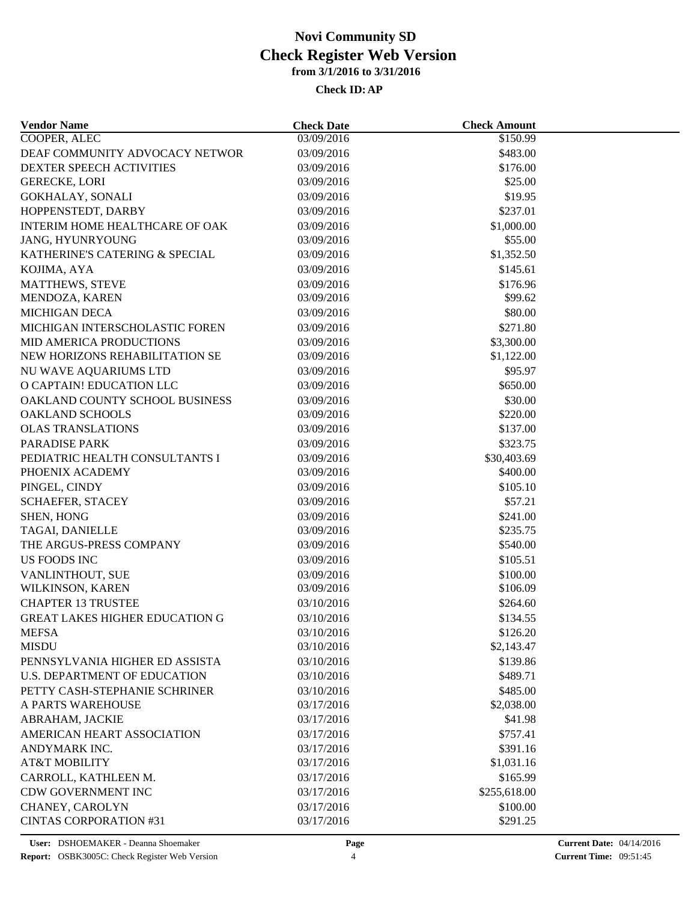# Novi Community SD
## Check Register Web Version
### from 3/1/2016 to 3/31/2016

**Check ID: AP**

| Vendor Name | Check Date | Check Amount |
|---|---|---|
| COOPER, ALEC | 03/09/2016 | $150.99 |
| DEAF COMMUNITY ADVOCACY NETWOR | 03/09/2016 | $483.00 |
| DEXTER SPEECH ACTIVITIES | 03/09/2016 | $176.00 |
| GERECKE, LORI | 03/09/2016 | $25.00 |
| GOKHALAY, SONALI | 03/09/2016 | $19.95 |
| HOPPENSTEDT, DARBY | 03/09/2016 | $237.01 |
| INTERIM HOME HEALTHCARE OF OAK | 03/09/2016 | $1,000.00 |
| JANG, HYUNRYOUNG | 03/09/2016 | $55.00 |
| KATHERINE'S CATERING & SPECIAL | 03/09/2016 | $1,352.50 |
| KOJIMA, AYA | 03/09/2016 | $145.61 |
| MATTHEWS, STEVE | 03/09/2016 | $176.96 |
| MENDOZA, KAREN | 03/09/2016 | $99.62 |
| MICHIGAN DECA | 03/09/2016 | $80.00 |
| MICHIGAN INTERSCHOLASTIC FOREN | 03/09/2016 | $271.80 |
| MID AMERICA PRODUCTIONS | 03/09/2016 | $3,300.00 |
| NEW HORIZONS REHABILITATION SE | 03/09/2016 | $1,122.00 |
| NU WAVE AQUARIUMS LTD | 03/09/2016 | $95.97 |
| O CAPTAIN! EDUCATION LLC | 03/09/2016 | $650.00 |
| OAKLAND COUNTY SCHOOL BUSINESS | 03/09/2016 | $30.00 |
| OAKLAND SCHOOLS | 03/09/2016 | $220.00 |
| OLAS TRANSLATIONS | 03/09/2016 | $137.00 |
| PARADISE PARK | 03/09/2016 | $323.75 |
| PEDIATRIC HEALTH CONSULTANTS I | 03/09/2016 | $30,403.69 |
| PHOENIX ACADEMY | 03/09/2016 | $400.00 |
| PINGEL, CINDY | 03/09/2016 | $105.10 |
| SCHAEFER, STACEY | 03/09/2016 | $57.21 |
| SHEN, HONG | 03/09/2016 | $241.00 |
| TAGAI, DANIELLE | 03/09/2016 | $235.75 |
| THE ARGUS-PRESS COMPANY | 03/09/2016 | $540.00 |
| US FOODS INC | 03/09/2016 | $105.51 |
| VANLINTHOUT, SUE | 03/09/2016 | $100.00 |
| WILKINSON, KAREN | 03/09/2016 | $106.09 |
| CHAPTER 13 TRUSTEE | 03/10/2016 | $264.60 |
| GREAT LAKES HIGHER EDUCATION G | 03/10/2016 | $134.55 |
| MEFSA | 03/10/2016 | $126.20 |
| MISDU | 03/10/2016 | $2,143.47 |
| PENNSYLVANIA HIGHER ED ASSISTA | 03/10/2016 | $139.86 |
| U.S. DEPARTMENT OF EDUCATION | 03/10/2016 | $489.71 |
| PETTY CASH-STEPHANIE SCHRINER | 03/10/2016 | $485.00 |
| A PARTS WAREHOUSE | 03/17/2016 | $2,038.00 |
| ABRAHAM, JACKIE | 03/17/2016 | $41.98 |
| AMERICAN HEART ASSOCIATION | 03/17/2016 | $757.41 |
| ANDYMARK INC. | 03/17/2016 | $391.16 |
| AT&T MOBILITY | 03/17/2016 | $1,031.16 |
| CARROLL, KATHLEEN M. | 03/17/2016 | $165.99 |
| CDW GOVERNMENT INC | 03/17/2016 | $255,618.00 |
| CHANEY, CAROLYN | 03/17/2016 | $100.00 |
| CINTAS CORPORATION #31 | 03/17/2016 | $291.25 |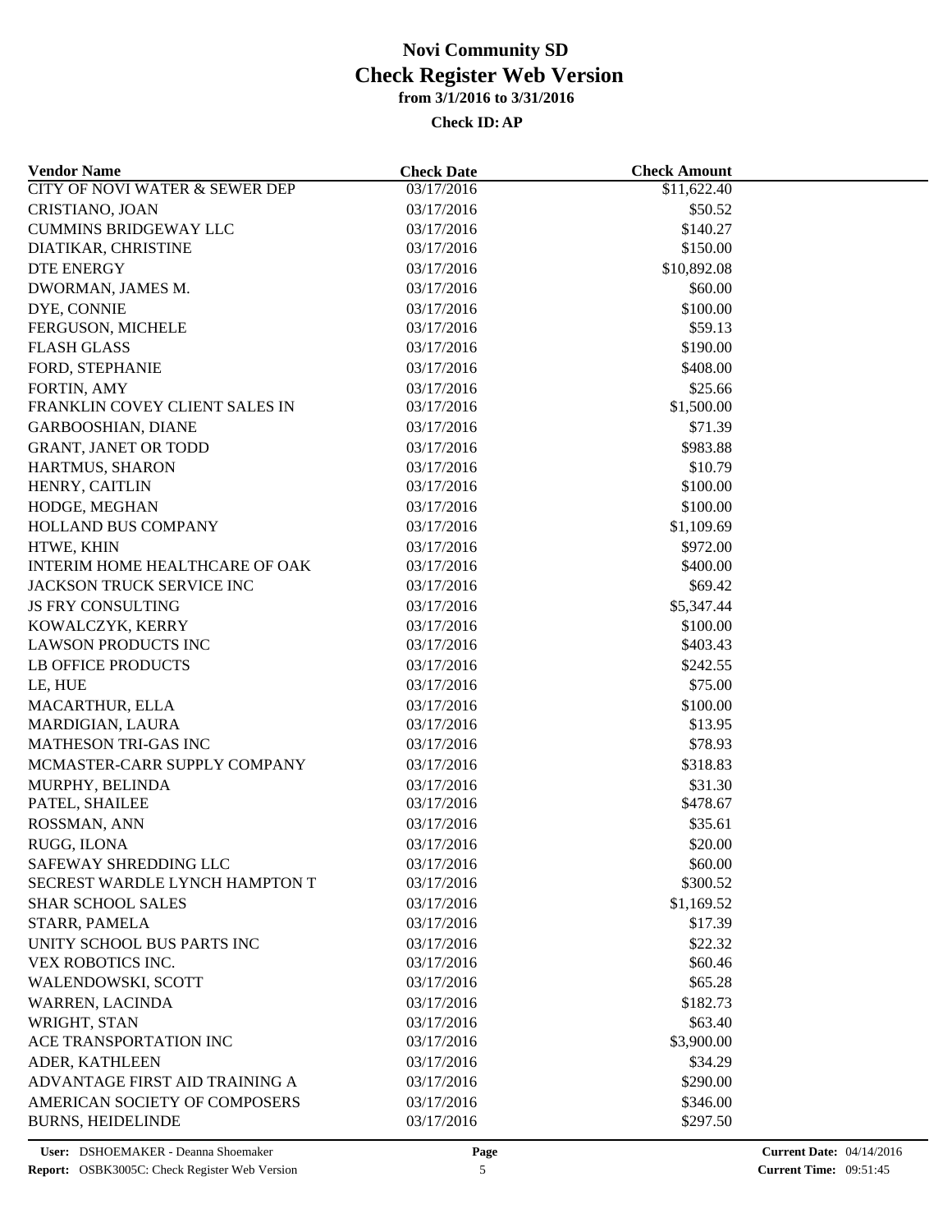# Novi Community SD

## Check Register Web Version

### from 3/1/2016 to 3/31/2016

**Check ID: AP**

| Vendor Name | Check Date | Check Amount |
|---|---|---|
| CITY OF NOVI WATER & SEWER DEP | 03/17/2016 | $11,622.40 |
| CRISTIANO, JOAN | 03/17/2016 | $50.52 |
| CUMMINS BRIDGEWAY LLC | 03/17/2016 | $140.27 |
| DIATIKAR, CHRISTINE | 03/17/2016 | $150.00 |
| DTE ENERGY | 03/17/2016 | $10,892.08 |
| DWORMAN, JAMES M. | 03/17/2016 | $60.00 |
| DYE, CONNIE | 03/17/2016 | $100.00 |
| FERGUSON, MICHELE | 03/17/2016 | $59.13 |
| FLASH GLASS | 03/17/2016 | $190.00 |
| FORD, STEPHANIE | 03/17/2016 | $408.00 |
| FORTIN, AMY | 03/17/2016 | $25.66 |
| FRANKLIN COVEY CLIENT SALES IN | 03/17/2016 | $1,500.00 |
| GARBOOSHIAN, DIANE | 03/17/2016 | $71.39 |
| GRANT, JANET OR TODD | 03/17/2016 | $983.88 |
| HARTMUS, SHARON | 03/17/2016 | $10.79 |
| HENRY, CAITLIN | 03/17/2016 | $100.00 |
| HODGE, MEGHAN | 03/17/2016 | $100.00 |
| HOLLAND BUS COMPANY | 03/17/2016 | $1,109.69 |
| HTWE, KHIN | 03/17/2016 | $972.00 |
| INTERIM HOME HEALTHCARE OF OAK | 03/17/2016 | $400.00 |
| JACKSON TRUCK SERVICE INC | 03/17/2016 | $69.42 |
| JS FRY CONSULTING | 03/17/2016 | $5,347.44 |
| KOWALCZYK, KERRY | 03/17/2016 | $100.00 |
| LAWSON PRODUCTS INC | 03/17/2016 | $403.43 |
| LB OFFICE PRODUCTS | 03/17/2016 | $242.55 |
| LE, HUE | 03/17/2016 | $75.00 |
| MACARTHUR, ELLA | 03/17/2016 | $100.00 |
| MARDIGIAN, LAURA | 03/17/2016 | $13.95 |
| MATHESON TRI-GAS INC | 03/17/2016 | $78.93 |
| MCMASTER-CARR SUPPLY COMPANY | 03/17/2016 | $318.83 |
| MURPHY, BELINDA | 03/17/2016 | $31.30 |
| PATEL, SHAILEE | 03/17/2016 | $478.67 |
| ROSSMAN, ANN | 03/17/2016 | $35.61 |
| RUGG, ILONA | 03/17/2016 | $20.00 |
| SAFEWAY SHREDDING LLC | 03/17/2016 | $60.00 |
| SECREST WARDLE LYNCH HAMPTON T | 03/17/2016 | $300.52 |
| SHAR SCHOOL SALES | 03/17/2016 | $1,169.52 |
| STARR, PAMELA | 03/17/2016 | $17.39 |
| UNITY SCHOOL BUS PARTS INC | 03/17/2016 | $22.32 |
| VEX ROBOTICS INC. | 03/17/2016 | $60.46 |
| WALENDOWSKI, SCOTT | 03/17/2016 | $65.28 |
| WARREN, LACINDA | 03/17/2016 | $182.73 |
| WRIGHT, STAN | 03/17/2016 | $63.40 |
| ACE TRANSPORTATION INC | 03/17/2016 | $3,900.00 |
| ADER, KATHLEEN | 03/17/2016 | $34.29 |
| ADVANTAGE FIRST AID TRAINING A | 03/17/2016 | $290.00 |
| AMERICAN SOCIETY OF COMPOSERS | 03/17/2016 | $346.00 |
| BURNS, HEIDELINDE | 03/17/2016 | $297.50 |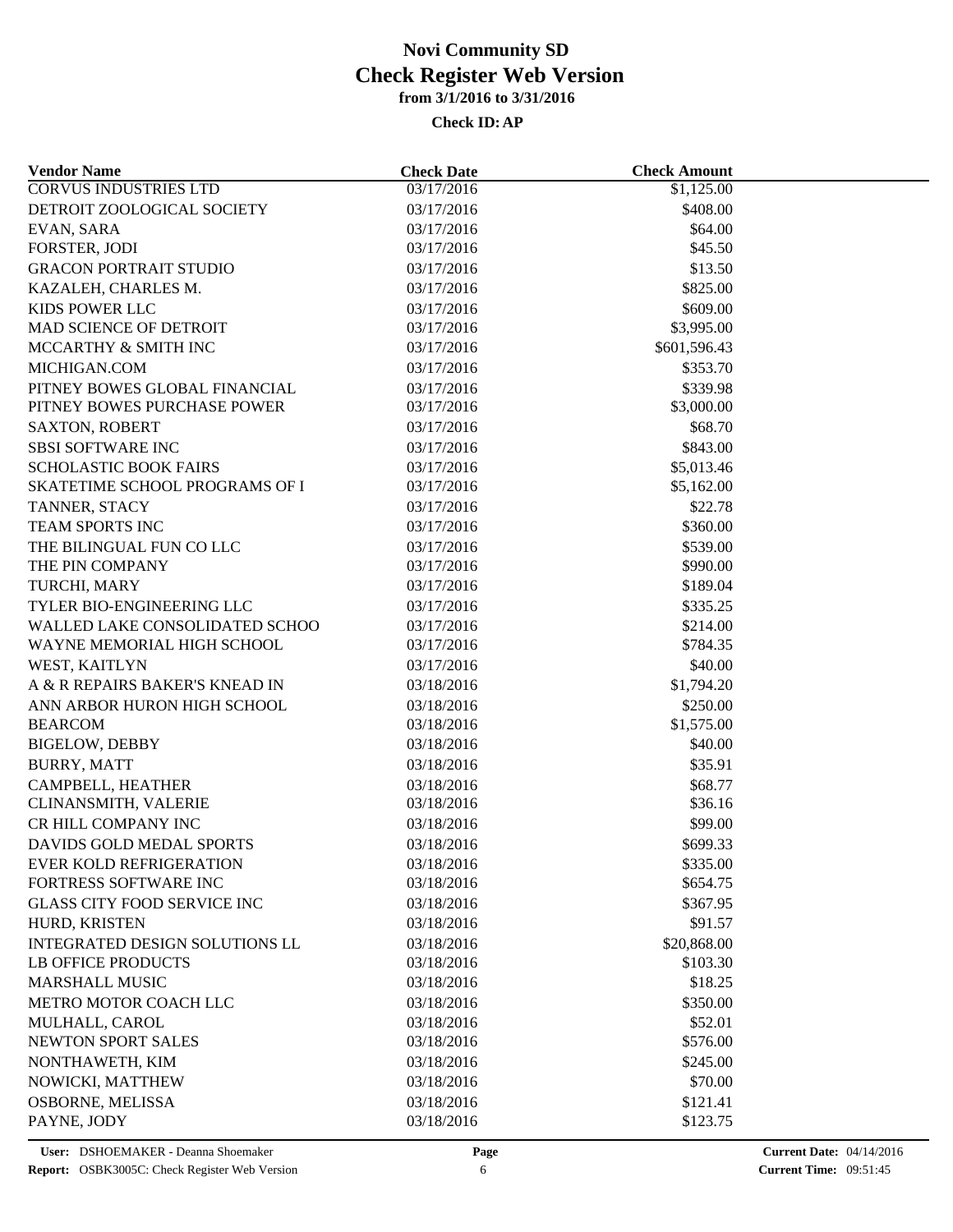# Novi Community SD
## Check Register Web Version
### from 3/1/2016 to 3/31/2016

**Check ID: AP**

| Vendor Name | Check Date | Check Amount |
|---|---|---|
| CORVUS INDUSTRIES LTD | 03/17/2016 | $1,125.00 |
| DETROIT ZOOLOGICAL SOCIETY | 03/17/2016 | $408.00 |
| EVAN, SARA | 03/17/2016 | $64.00 |
| FORSTER, JODI | 03/17/2016 | $45.50 |
| GRACON PORTRAIT STUDIO | 03/17/2016 | $13.50 |
| KAZALEH, CHARLES M. | 03/17/2016 | $825.00 |
| KIDS POWER LLC | 03/17/2016 | $609.00 |
| MAD SCIENCE OF DETROIT | 03/17/2016 | $3,995.00 |
| MCCARTHY & SMITH INC | 03/17/2016 | $601,596.43 |
| MICHIGAN.COM | 03/17/2016 | $353.70 |
| PITNEY BOWES GLOBAL FINANCIAL | 03/17/2016 | $339.98 |
| PITNEY BOWES PURCHASE POWER | 03/17/2016 | $3,000.00 |
| SAXTON, ROBERT | 03/17/2016 | $68.70 |
| SBSI SOFTWARE INC | 03/17/2016 | $843.00 |
| SCHOLASTIC BOOK FAIRS | 03/17/2016 | $5,013.46 |
| SKATETIME SCHOOL PROGRAMS OF I | 03/17/2016 | $5,162.00 |
| TANNER, STACY | 03/17/2016 | $22.78 |
| TEAM SPORTS INC | 03/17/2016 | $360.00 |
| THE BILINGUAL FUN CO LLC | 03/17/2016 | $539.00 |
| THE PIN COMPANY | 03/17/2016 | $990.00 |
| TURCHI, MARY | 03/17/2016 | $189.04 |
| TYLER BIO-ENGINEERING LLC | 03/17/2016 | $335.25 |
| WALLED LAKE CONSOLIDATED SCHOO | 03/17/2016 | $214.00 |
| WAYNE MEMORIAL HIGH SCHOOL | 03/17/2016 | $784.35 |
| WEST, KAITLYN | 03/17/2016 | $40.00 |
| A & R REPAIRS BAKER'S KNEAD IN | 03/18/2016 | $1,794.20 |
| ANN ARBOR HURON HIGH SCHOOL | 03/18/2016 | $250.00 |
| BEARCOM | 03/18/2016 | $1,575.00 |
| BIGELOW, DEBBY | 03/18/2016 | $40.00 |
| BURRY, MATT | 03/18/2016 | $35.91 |
| CAMPBELL, HEATHER | 03/18/2016 | $68.77 |
| CLINANSMITH, VALERIE | 03/18/2016 | $36.16 |
| CR HILL COMPANY INC | 03/18/2016 | $99.00 |
| DAVIDS GOLD MEDAL SPORTS | 03/18/2016 | $699.33 |
| EVER KOLD REFRIGERATION | 03/18/2016 | $335.00 |
| FORTRESS SOFTWARE INC | 03/18/2016 | $654.75 |
| GLASS CITY FOOD SERVICE INC | 03/18/2016 | $367.95 |
| HURD, KRISTEN | 03/18/2016 | $91.57 |
| INTEGRATED DESIGN SOLUTIONS LL | 03/18/2016 | $20,868.00 |
| LB OFFICE PRODUCTS | 03/18/2016 | $103.30 |
| MARSHALL MUSIC | 03/18/2016 | $18.25 |
| METRO MOTOR COACH LLC | 03/18/2016 | $350.00 |
| MULHALL, CAROL | 03/18/2016 | $52.01 |
| NEWTON SPORT SALES | 03/18/2016 | $576.00 |
| NONTHAWETH, KIM | 03/18/2016 | $245.00 |
| NOWICKI, MATTHEW | 03/18/2016 | $70.00 |
| OSBORNE, MELISSA | 03/18/2016 | $121.41 |
| PAYNE, JODY | 03/18/2016 | $123.75 |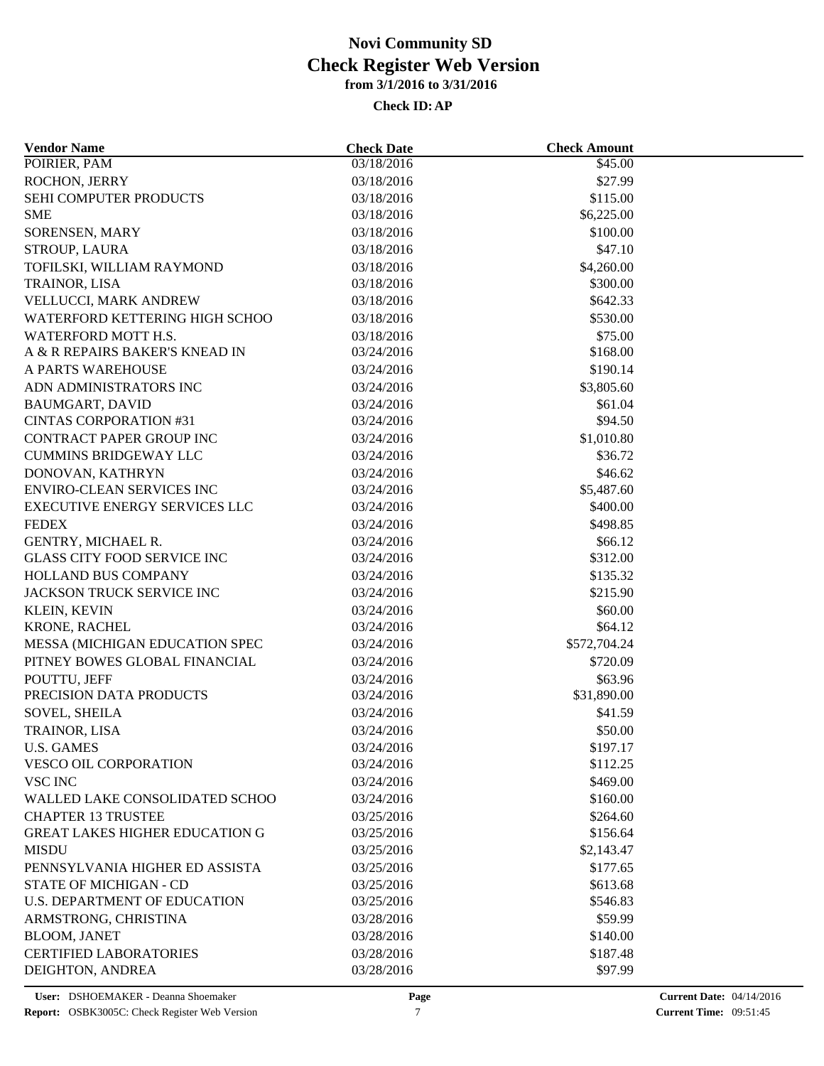# Novi Community SD
# Check Register Web Version
### from 3/1/2016 to 3/31/2016
### Check ID: AP

| Vendor Name | Check Date | Check Amount |
|---|---|---|
| POIRIER, PAM | 03/18/2016 | $45.00 |
| ROCHON, JERRY | 03/18/2016 | $27.99 |
| SEHI COMPUTER PRODUCTS | 03/18/2016 | $115.00 |
| SME | 03/18/2016 | $6,225.00 |
| SORENSEN, MARY | 03/18/2016 | $100.00 |
| STROUP, LAURA | 03/18/2016 | $47.10 |
| TOFILSKI, WILLIAM RAYMOND | 03/18/2016 | $4,260.00 |
| TRAINOR, LISA | 03/18/2016 | $300.00 |
| VELLUCCI, MARK ANDREW | 03/18/2016 | $642.33 |
| WATERFORD KETTERING HIGH SCHOO | 03/18/2016 | $530.00 |
| WATERFORD MOTT H.S. | 03/18/2016 | $75.00 |
| A & R REPAIRS BAKER'S KNEAD IN | 03/24/2016 | $168.00 |
| A PARTS WAREHOUSE | 03/24/2016 | $190.14 |
| ADN ADMINISTRATORS INC | 03/24/2016 | $3,805.60 |
| BAUMGART, DAVID | 03/24/2016 | $61.04 |
| CINTAS CORPORATION #31 | 03/24/2016 | $94.50 |
| CONTRACT PAPER GROUP INC | 03/24/2016 | $1,010.80 |
| CUMMINS BRIDGEWAY LLC | 03/24/2016 | $36.72 |
| DONOVAN, KATHRYN | 03/24/2016 | $46.62 |
| ENVIRO-CLEAN SERVICES INC | 03/24/2016 | $5,487.60 |
| EXECUTIVE ENERGY SERVICES LLC | 03/24/2016 | $400.00 |
| FEDEX | 03/24/2016 | $498.85 |
| GENTRY, MICHAEL R. | 03/24/2016 | $66.12 |
| GLASS CITY FOOD SERVICE INC | 03/24/2016 | $312.00 |
| HOLLAND BUS COMPANY | 03/24/2016 | $135.32 |
| JACKSON TRUCK SERVICE INC | 03/24/2016 | $215.90 |
| KLEIN, KEVIN | 03/24/2016 | $60.00 |
| KRONE, RACHEL | 03/24/2016 | $64.12 |
| MESSA (MICHIGAN EDUCATION SPEC | 03/24/2016 | $572,704.24 |
| PITNEY BOWES GLOBAL FINANCIAL | 03/24/2016 | $720.09 |
| POUTTU, JEFF | 03/24/2016 | $63.96 |
| PRECISION DATA PRODUCTS | 03/24/2016 | $31,890.00 |
| SOVEL, SHEILA | 03/24/2016 | $41.59 |
| TRAINOR, LISA | 03/24/2016 | $50.00 |
| U.S. GAMES | 03/24/2016 | $197.17 |
| VESCO OIL CORPORATION | 03/24/2016 | $112.25 |
| VSC INC | 03/24/2016 | $469.00 |
| WALLED LAKE CONSOLIDATED SCHOO | 03/24/2016 | $160.00 |
| CHAPTER 13 TRUSTEE | 03/25/2016 | $264.60 |
| GREAT LAKES HIGHER EDUCATION G | 03/25/2016 | $156.64 |
| MISDU | 03/25/2016 | $2,143.47 |
| PENNSYLVANIA HIGHER ED ASSISTA | 03/25/2016 | $177.65 |
| STATE OF MICHIGAN - CD | 03/25/2016 | $613.68 |
| U.S. DEPARTMENT OF EDUCATION | 03/25/2016 | $546.83 |
| ARMSTRONG, CHRISTINA | 03/28/2016 | $59.99 |
| BLOOM, JANET | 03/28/2016 | $140.00 |
| CERTIFIED LABORATORIES | 03/28/2016 | $187.48 |
| DEIGHTON, ANDREA | 03/28/2016 | $97.99 |

**User:** DSHOEMAKER - Deanna Shoemaker
**Report:** OSBK3005C: Check Register Web Version
**Current Date:** 04/14/2016
**Current Time:** 09:51:45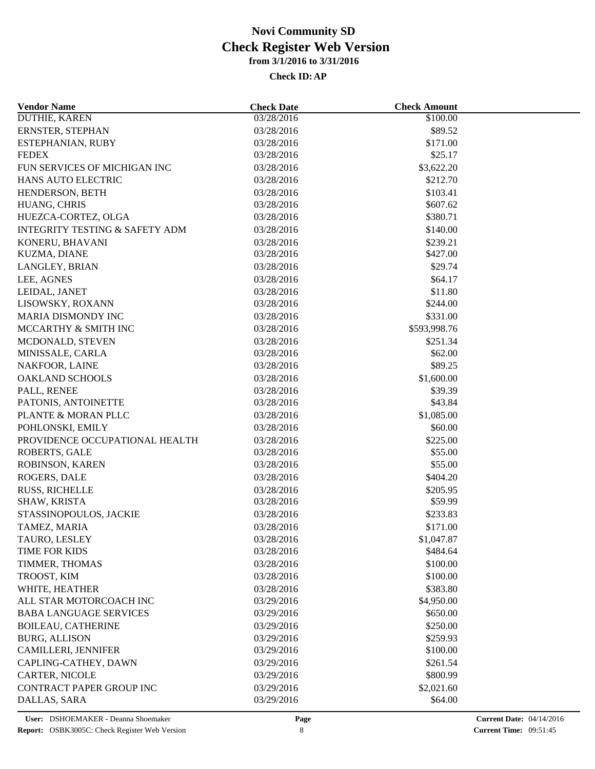# Novi Community SD
## Check Register Web Version
### from 3/1/2016 to 3/31/2016

**Check ID: AP**

| Vendor Name | Check Date | Check Amount |
|---|---|---|
| DUTHIE, KAREN | 03/28/2016 | $100.00 |
| ERNSTER, STEPHAN | 03/28/2016 | $89.52 |
| ESTEPHANIAN, RUBY | 03/28/2016 | $171.00 |
| FEDEX | 03/28/2016 | $25.17 |
| FUN SERVICES OF MICHIGAN INC | 03/28/2016 | $3,622.20 |
| HANS AUTO ELECTRIC | 03/28/2016 | $212.70 |
| HENDERSON, BETH | 03/28/2016 | $103.41 |
| HUANG, CHRIS | 03/28/2016 | $607.62 |
| HUEZCA-CORTEZ, OLGA | 03/28/2016 | $380.71 |
| INTEGRITY TESTING & SAFETY ADM | 03/28/2016 | $140.00 |
| KONERU, BHAVANI | 03/28/2016 | $239.21 |
| KUZMA, DIANE | 03/28/2016 | $427.00 |
| LANGLEY, BRIAN | 03/28/2016 | $29.74 |
| LEE, AGNES | 03/28/2016 | $64.17 |
| LEIDAL, JANET | 03/28/2016 | $11.80 |
| LISOWSKY, ROXANN | 03/28/2016 | $244.00 |
| MARIA DISMONDY INC | 03/28/2016 | $331.00 |
| MCCARTHY & SMITH INC | 03/28/2016 | $593,998.76 |
| MCDONALD, STEVEN | 03/28/2016 | $251.34 |
| MINISSALE, CARLA | 03/28/2016 | $62.00 |
| NAKFOOR, LAINE | 03/28/2016 | $89.25 |
| OAKLAND SCHOOLS | 03/28/2016 | $1,600.00 |
| PALL, RENEE | 03/28/2016 | $39.39 |
| PATONIS, ANTOINETTE | 03/28/2016 | $43.84 |
| PLANTE & MORAN PLLC | 03/28/2016 | $1,085.00 |
| POHLONSKI, EMILY | 03/28/2016 | $60.00 |
| PROVIDENCE OCCUPATIONAL HEALTH | 03/28/2016 | $225.00 |
| ROBERTS, GALE | 03/28/2016 | $55.00 |
| ROBINSON, KAREN | 03/28/2016 | $55.00 |
| ROGERS, DALE | 03/28/2016 | $404.20 |
| RUSS, RICHELLE | 03/28/2016 | $205.95 |
| SHAW, KRISTA | 03/28/2016 | $59.99 |
| STASSINOPOULOS, JACKIE | 03/28/2016 | $233.83 |
| TAMEZ, MARIA | 03/28/2016 | $171.00 |
| TAURO, LESLEY | 03/28/2016 | $1,047.87 |
| TIME FOR KIDS | 03/28/2016 | $484.64 |
| TIMMER, THOMAS | 03/28/2016 | $100.00 |
| TROOST, KIM | 03/28/2016 | $100.00 |
| WHITE, HEATHER | 03/28/2016 | $383.80 |
| ALL STAR MOTORCOACH INC | 03/29/2016 | $4,950.00 |
| BABA LANGUAGE SERVICES | 03/29/2016 | $650.00 |
| BOILEAU, CATHERINE | 03/29/2016 | $250.00 |
| BURG, ALLISON | 03/29/2016 | $259.93 |
| CAMILLERI, JENNIFER | 03/29/2016 | $100.00 |
| CAPLING-CATHEY, DAWN | 03/29/2016 | $261.54 |
| CARTER, NICOLE | 03/29/2016 | $800.99 |
| CONTRACT PAPER GROUP INC | 03/29/2016 | $2,021.60 |
| DALLAS, SARA | 03/29/2016 | $64.00 |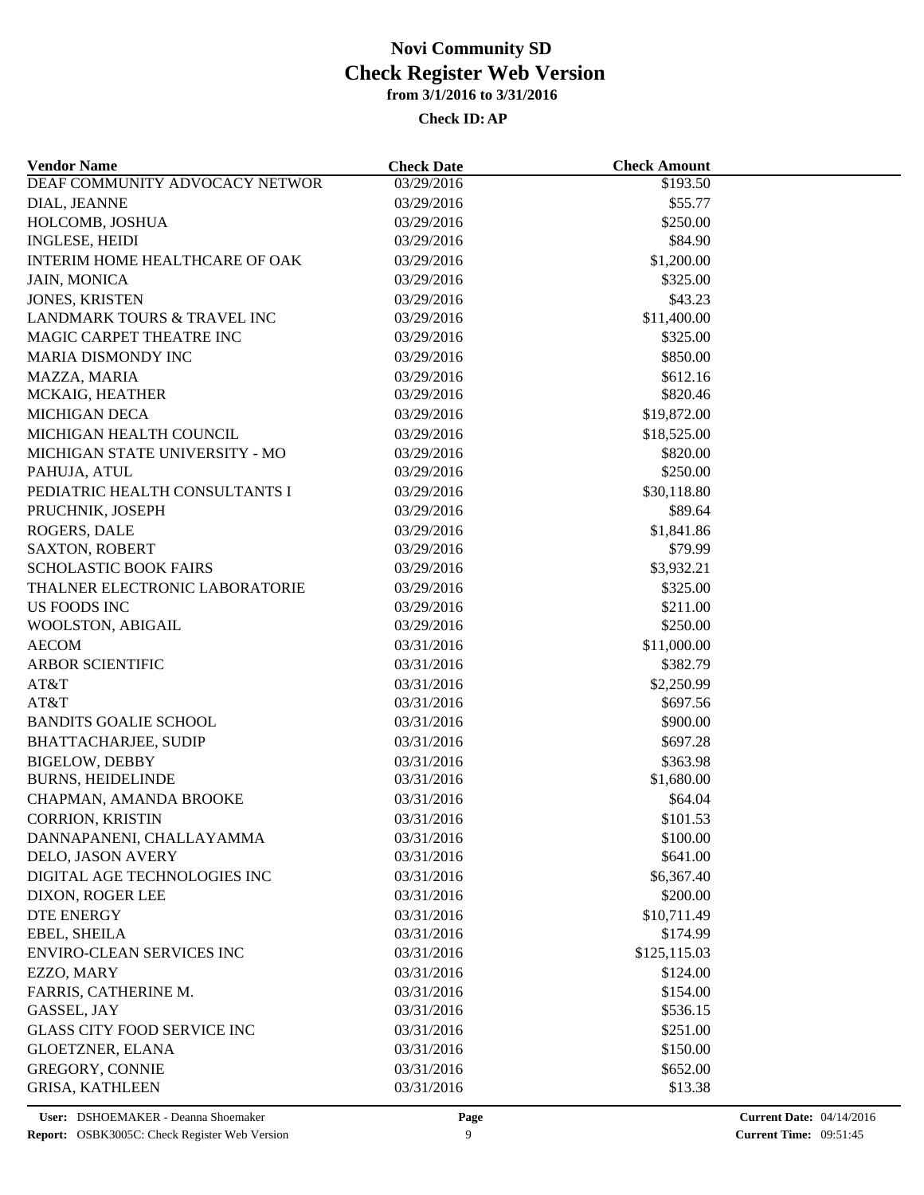# Novi Community SD
## Check Register Web Version
### from 3/1/2016 to 3/31/2016

**Check ID: AP**

| Vendor Name | Check Date | Check Amount |
|---|---|---|
| DEAF COMMUNITY ADVOCACY NETWOR | 03/29/2016 | \$193.50 |
| DIAL, JEANNE | 03/29/2016 | \$55.77 |
| HOLCOMB, JOSHUA | 03/29/2016 | \$250.00 |
| INGLESE, HEIDI | 03/29/2016 | \$84.90 |
| INTERIM HOME HEALTHCARE OF OAK | 03/29/2016 | \$1,200.00 |
| JAIN, MONICA | 03/29/2016 | \$325.00 |
| JONES, KRISTEN | 03/29/2016 | \$43.23 |
| LANDMARK TOURS & TRAVEL INC | 03/29/2016 | \$11,400.00 |
| MAGIC CARPET THEATRE INC | 03/29/2016 | \$325.00 |
| MARIA DISMONDY INC | 03/29/2016 | \$850.00 |
| MAZZA, MARIA | 03/29/2016 | \$612.16 |
| MCKAIG, HEATHER | 03/29/2016 | \$820.46 |
| MICHIGAN DECA | 03/29/2016 | \$19,872.00 |
| MICHIGAN HEALTH COUNCIL | 03/29/2016 | \$18,525.00 |
| MICHIGAN STATE UNIVERSITY - MO | 03/29/2016 | \$820.00 |
| PAHUJA, ATUL | 03/29/2016 | \$250.00 |
| PEDIATRIC HEALTH CONSULTANTS I | 03/29/2016 | \$30,118.80 |
| PRUCHNIK, JOSEPH | 03/29/2016 | \$89.64 |
| ROGERS, DALE | 03/29/2016 | \$1,841.86 |
| SAXTON, ROBERT | 03/29/2016 | \$79.99 |
| SCHOLASTIC BOOK FAIRS | 03/29/2016 | \$3,932.21 |
| THALNER ELECTRONIC LABORATORIE | 03/29/2016 | \$325.00 |
| US FOODS INC | 03/29/2016 | \$211.00 |
| WOOLSTON, ABIGAIL | 03/29/2016 | \$250.00 |
| AECOM | 03/31/2016 | \$11,000.00 |
| ARBOR SCIENTIFIC | 03/31/2016 | \$382.79 |
| AT&T | 03/31/2016 | \$2,250.99 |
| AT&T | 03/31/2016 | \$697.56 |
| BANDITS GOALIE SCHOOL | 03/31/2016 | \$900.00 |
| BHATTACHARJEE, SUDIP | 03/31/2016 | \$697.28 |
| BIGELOW, DEBBY | 03/31/2016 | \$363.98 |
| BURNS, HEIDELINDE | 03/31/2016 | \$1,680.00 |
| CHAPMAN, AMANDA BROOKE | 03/31/2016 | \$64.04 |
| CORRION, KRISTIN | 03/31/2016 | \$101.53 |
| DANNAPANENI, CHALLAYAMMA | 03/31/2016 | \$100.00 |
| DELO, JASON AVERY | 03/31/2016 | \$641.00 |
| DIGITAL AGE TECHNOLOGIES INC | 03/31/2016 | \$6,367.40 |
| DIXON, ROGER LEE | 03/31/2016 | \$200.00 |
| DTE ENERGY | 03/31/2016 | \$10,711.49 |
| EBEL, SHEILA | 03/31/2016 | \$174.99 |
| ENVIRO-CLEAN SERVICES INC | 03/31/2016 | \$125,115.03 |
| EZZO, MARY | 03/31/2016 | \$124.00 |
| FARRIS, CATHERINE M. | 03/31/2016 | \$154.00 |
| GASSEL, JAY | 03/31/2016 | \$536.15 |
| GLASS CITY FOOD SERVICE INC | 03/31/2016 | \$251.00 |
| GLOETZNER, ELANA | 03/31/2016 | \$150.00 |
| GREGORY, CONNIE | 03/31/2016 | \$652.00 |
| GRISA, KATHLEEN | 03/31/2016 | \$13.38 |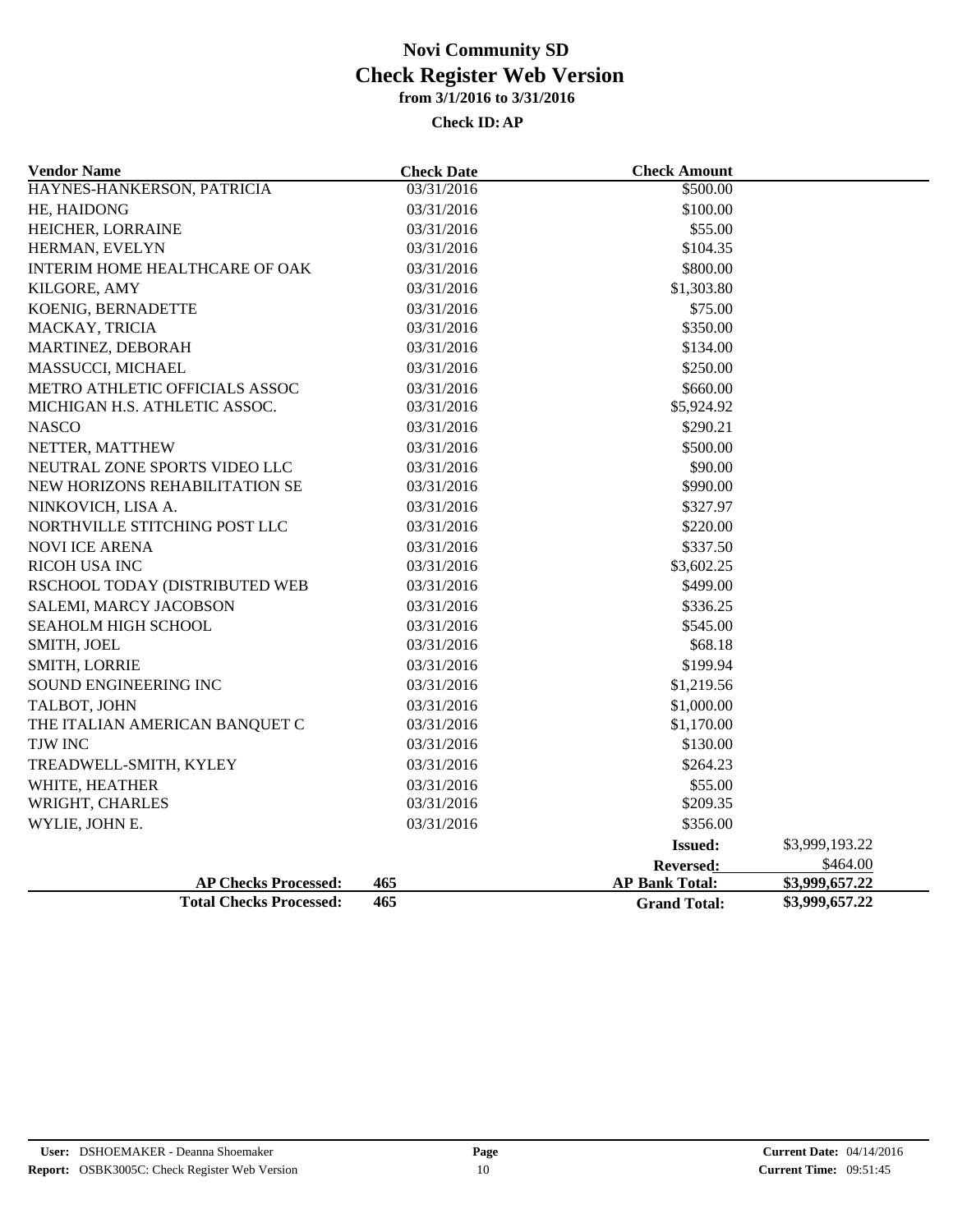# Novi Community SD

## Check Register Web Version

### from 3/1/2016 to 3/31/2016

**Check ID: AP**

| Vendor Name | Check Date | Check Amount | |
|---|---|---|---|
| HAYNES-HANKERSON, PATRICIA | 03/31/2016 | $500.00 | |
| HE, HAIDONG | 03/31/2016 | $100.00 | |
| HEICHER, LORRAINE | 03/31/2016 | $55.00 | |
| HERMAN, EVELYN | 03/31/2016 | $104.35 | |
| INTERIM HOME HEALTHCARE OF OAK | 03/31/2016 | $800.00 | |
| KILGORE, AMY | 03/31/2016 | $1,303.80 | |
| KOENIG, BERNADETTE | 03/31/2016 | $75.00 | |
| MACKAY, TRICIA | 03/31/2016 | $350.00 | |
| MARTINEZ, DEBORAH | 03/31/2016 | $134.00 | |
| MASSUCCI, MICHAEL | 03/31/2016 | $250.00 | |
| METRO ATHLETIC OFFICIALS ASSOC | 03/31/2016 | $660.00 | |
| MICHIGAN H.S. ATHLETIC ASSOC. | 03/31/2016 | $5,924.92 | |
| NASCO | 03/31/2016 | $290.21 | |
| NETTER, MATTHEW | 03/31/2016 | $500.00 | |
| NEUTRAL ZONE SPORTS VIDEO LLC | 03/31/2016 | $90.00 | |
| NEW HORIZONS REHABILITATION SE | 03/31/2016 | $990.00 | |
| NINKOVICH, LISA A. | 03/31/2016 | $327.97 | |
| NORTHVILLE STITCHING POST LLC | 03/31/2016 | $220.00 | |
| NOVI ICE ARENA | 03/31/2016 | $337.50 | |
| RICOH USA INC | 03/31/2016 | $3,602.25 | |
| RSCHOOL TODAY (DISTRIBUTED WEB | 03/31/2016 | $499.00 | |
| SALEMI, MARCY JACOBSON | 03/31/2016 | $336.25 | |
| SEAHOLM HIGH SCHOOL | 03/31/2016 | $545.00 | |
| SMITH, JOEL | 03/31/2016 | $68.18 | |
| SMITH, LORRIE | 03/31/2016 | $199.94 | |
| SOUND ENGINEERING INC | 03/31/2016 | $1,219.56 | |
| TALBOT, JOHN | 03/31/2016 | $1,000.00 | |
| THE ITALIAN AMERICAN BANQUET C | 03/31/2016 | $1,170.00 | |
| TJW INC | 03/31/2016 | $130.00 | |
| TREADWELL-SMITH, KYLEY | 03/31/2016 | $264.23 | |
| WHITE, HEATHER | 03/31/2016 | $55.00 | |
| WRIGHT, CHARLES | 03/31/2016 | $209.35 | |
| WYLIE, JOHN E. | 03/31/2016 | $356.00 | |
| | | **Issued:** | $3,999,193.22 |
| | | **Reversed:** | $464.00 |
| **AP Checks Processed:** | **465** | **AP Bank Total:** | **$3,999,657.22** |
| **Total Checks Processed:** | **465** | **Grand Total:** | **$3,999,657.22** |

**User:** DSHOEMAKER - Deanna Shoemaker
**Report:** OSBK3005C: Check Register Web Version
**Current Date:** 04/14/2016
**Current Time:** 09:51:45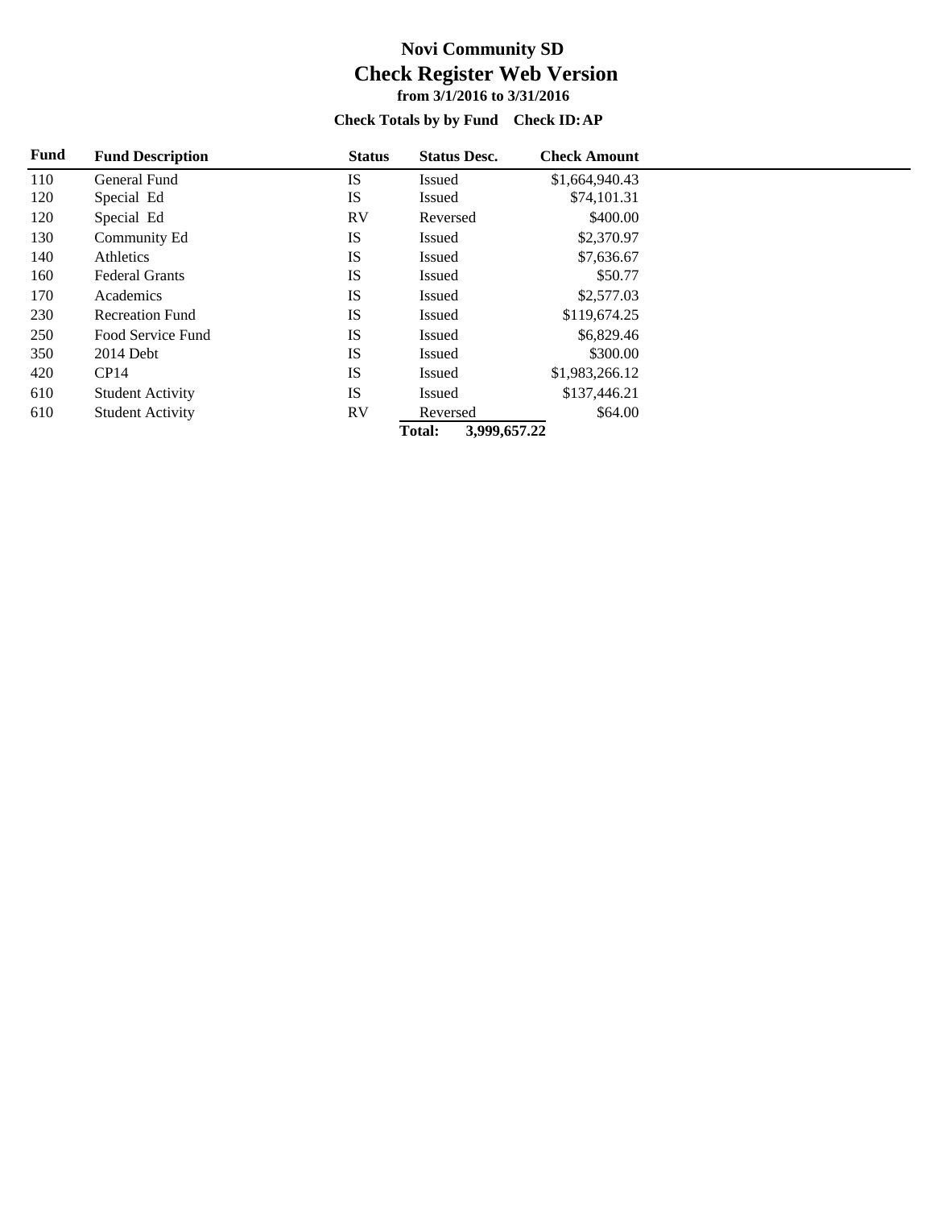# Novi Community SD
## Check Register Web Version
### from 3/1/2016 to 3/31/2016

**Check Totals by by Fund    Check ID: AP**

| Fund | Fund Description | Status | Status Desc. | Check Amount |
|---|---|---|---|---|
| 110 | General Fund | IS | Issued | $1,664,940.43 |
| 120 | Special Ed | IS | Issued | $74,101.31 |
| 120 | Special Ed | RV | Reversed | $400.00 |
| 130 | Community Ed | IS | Issued | $2,370.97 |
| 140 | Athletics | IS | Issued | $7,636.67 |
| 160 | Federal Grants | IS | Issued | $50.77 |
| 170 | Academics | IS | Issued | $2,577.03 |
| 230 | Recreation Fund | IS | Issued | $119,674.25 |
| 250 | Food Service Fund | IS | Issued | $6,829.46 |
| 350 | 2014 Debt | IS | Issued | $300.00 |
| 420 | CP14 | IS | Issued | $1,983,266.12 |
| 610 | Student Activity | IS | Issued | $137,446.21 |
| 610 | Student Activity | RV | Reversed | $64.00 |
| | | | **Total:** | **3,999,657.22** |